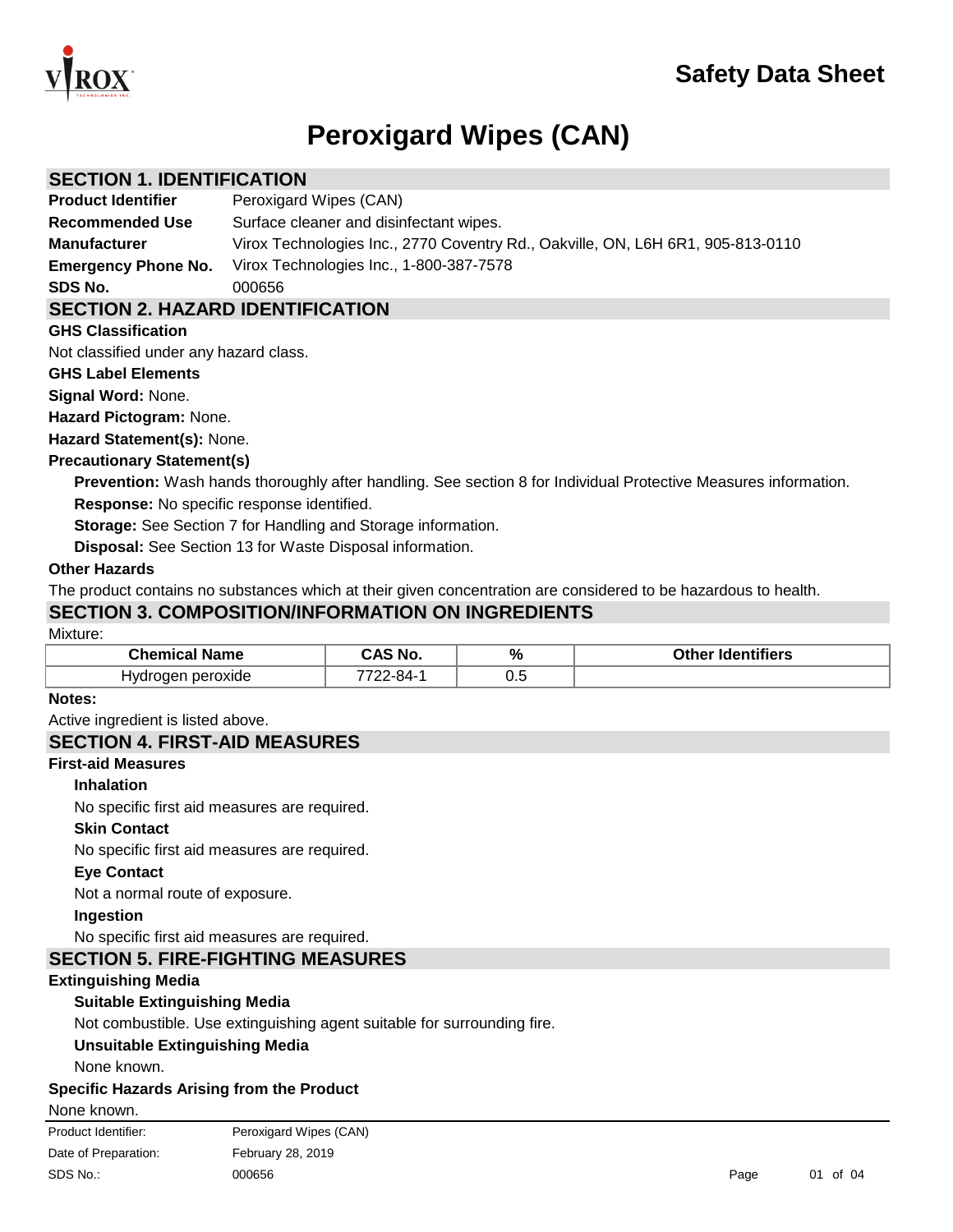# Safety Data Sheet

# Peroxigard Wipes (CAN)

## SECTION 1. IDENTIFICATION

| | |
|---|---|
| **Product Identifier** | Peroxigard Wipes (CAN) |
| **Recommended Use** | Surface cleaner and disinfectant wipes. |
| **Manufacturer** | Virox Technologies Inc., 2770 Coventry Rd., Oakville, ON, L6H 6R1, 905-813-0110 |
| **Emergency Phone No.** | Virox Technologies Inc., 1-800-387-7578 |
| **SDS No.** | 000656 |

## SECTION 2. HAZARD IDENTIFICATION

**GHS Classification**

Not classified under any hazard class.

**GHS Label Elements**

**Signal Word:** None.

**Hazard Pictogram:** None.

**Hazard Statement(s):** None.

**Precautionary Statement(s)**

**Prevention:** Wash hands thoroughly after handling. See section 8 for Individual Protective Measures information.

**Response:** No specific response identified.

**Storage:** See Section 7 for Handling and Storage information.

**Disposal:** See Section 13 for Waste Disposal information.

**Other Hazards**

The product contains no substances which at their given concentration are considered to be hazardous to health.

## SECTION 3. COMPOSITION/INFORMATION ON INGREDIENTS

Mixture:

| Chemical Name | CAS No. | % | Other Identifiers |
|---|---|---|---|
| Hydrogen peroxide | 7722-84-1 | 0.5 | |

**Notes:**

Active ingredient is listed above.

## SECTION 4. FIRST-AID MEASURES

**First-aid Measures**

**Inhalation**

No specific first aid measures are required.

**Skin Contact**

No specific first aid measures are required.

**Eye Contact**

Not a normal route of exposure.

**Ingestion**

No specific first aid measures are required.

## SECTION 5. FIRE-FIGHTING MEASURES

**Extinguishing Media**

**Suitable Extinguishing Media**

Not combustible. Use extinguishing agent suitable for surrounding fire.

**Unsuitable Extinguishing Media**

None known.

**Specific Hazards Arising from the Product**

None known.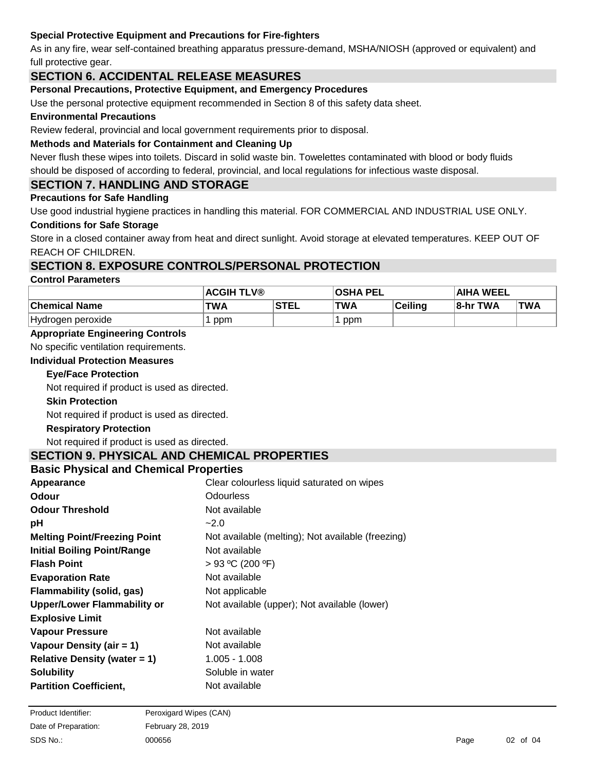**Special Protective Equipment and Precautions for Fire-fighters**

As in any fire, wear self-contained breathing apparatus pressure-demand, MSHA/NIOSH (approved or equivalent) and full protective gear.

## SECTION 6. ACCIDENTAL RELEASE MEASURES

**Personal Precautions, Protective Equipment, and Emergency Procedures**

Use the personal protective equipment recommended in Section 8 of this safety data sheet.

**Environmental Precautions**

Review federal, provincial and local government requirements prior to disposal.

**Methods and Materials for Containment and Cleaning Up**

Never flush these wipes into toilets. Discard in solid waste bin. Towelettes contaminated with blood or body fluids should be disposed of according to federal, provincial, and local regulations for infectious waste disposal.

## SECTION 7. HANDLING AND STORAGE

**Precautions for Safe Handling**

Use good industrial hygiene practices in handling this material. FOR COMMERCIAL AND INDUSTRIAL USE ONLY.

**Conditions for Safe Storage**

Store in a closed container away from heat and direct sunlight. Avoid storage at elevated temperatures. KEEP OUT OF REACH OF CHILDREN.

## SECTION 8. EXPOSURE CONTROLS/PERSONAL PROTECTION

**Control Parameters**

| | ACGIH TLV® | | OSHA PEL | | AIHA WEEL | |
|---|---|---|---|---|---|---|
| **Chemical Name** | **TWA** | **STEL** | **TWA** | **Ceiling** | **8-hr TWA** | **TWA** |
| Hydrogen peroxide | 1 ppm | | 1 ppm | | | |

**Appropriate Engineering Controls**

No specific ventilation requirements.

**Individual Protection Measures**

**Eye/Face Protection**

Not required if product is used as directed.

**Skin Protection**

Not required if product is used as directed.

**Respiratory Protection**

Not required if product is used as directed.

## SECTION 9. PHYSICAL AND CHEMICAL PROPERTIES

### Basic Physical and Chemical Properties

| | |
|---|---|
| **Appearance** | Clear colourless liquid saturated on wipes |
| **Odour** | Odourless |
| **Odour Threshold** | Not available |
| **pH** | ~2.0 |
| **Melting Point/Freezing Point** | Not available (melting); Not available (freezing) |
| **Initial Boiling Point/Range** | Not available |
| **Flash Point** | > 93 ºC (200 ºF) |
| **Evaporation Rate** | Not available |
| **Flammability (solid, gas)** | Not applicable |
| **Upper/Lower Flammability or Explosive Limit** | Not available (upper); Not available (lower) |
| **Vapour Pressure** | Not available |
| **Vapour Density (air = 1)** | Not available |
| **Relative Density (water = 1)** | 1.005 - 1.008 |
| **Solubility** | Soluble in water |
| **Partition Coefficient,** | Not available |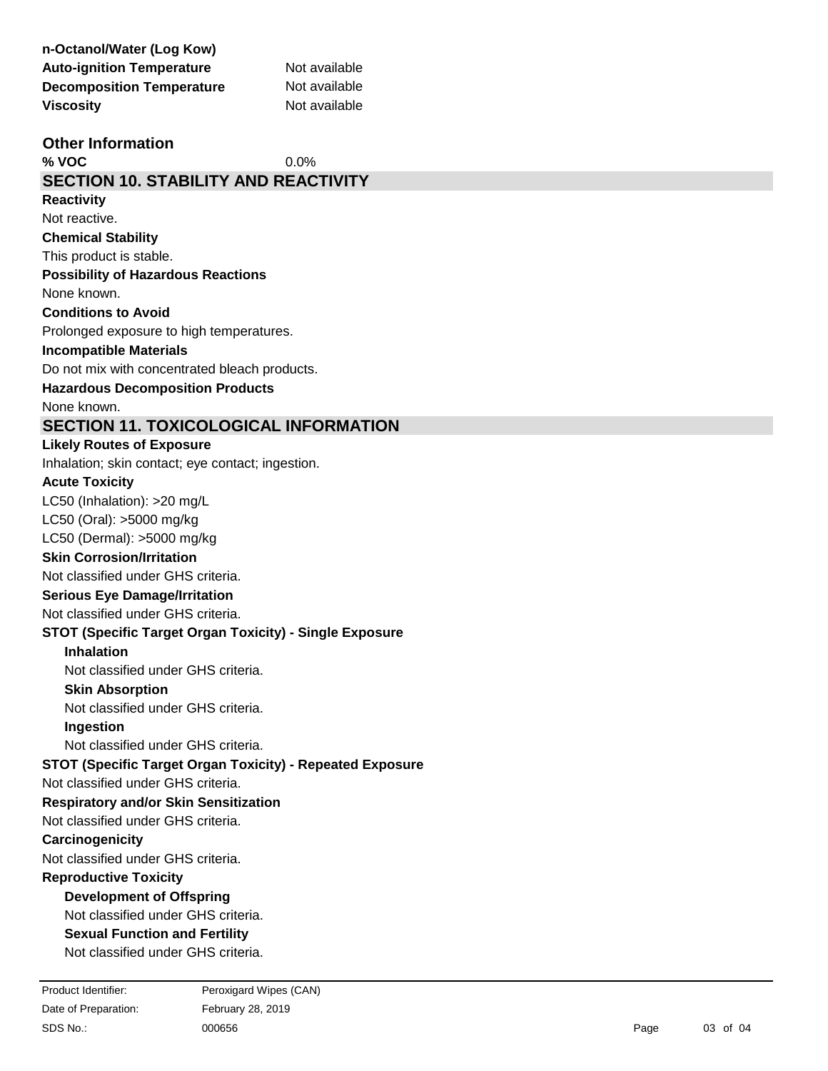| | |
|---|---|
| **n-Octanol/Water (Log Kow)** | |
| **Auto-ignition Temperature** | Not available |
| **Decomposition Temperature** | Not available |
| **Viscosity** | Not available |

### Other Information

| | |
|---|---|
| **% VOC** | 0.0% |

## SECTION 10. STABILITY AND REACTIVITY

**Reactivity**

Not reactive.

**Chemical Stability**

This product is stable.

**Possibility of Hazardous Reactions**

None known.

**Conditions to Avoid**

Prolonged exposure to high temperatures.

**Incompatible Materials**

Do not mix with concentrated bleach products.

**Hazardous Decomposition Products**

None known.

## SECTION 11. TOXICOLOGICAL INFORMATION

**Likely Routes of Exposure**

Inhalation; skin contact; eye contact; ingestion.

**Acute Toxicity**

LC50 (Inhalation): >20 mg/L

LC50 (Oral): >5000 mg/kg

LC50 (Dermal): >5000 mg/kg

**Skin Corrosion/Irritation**

Not classified under GHS criteria.

**Serious Eye Damage/Irritation**

Not classified under GHS criteria.

**STOT (Specific Target Organ Toxicity) - Single Exposure**

**Inhalation**

Not classified under GHS criteria.

**Skin Absorption**

Not classified under GHS criteria.

**Ingestion**

Not classified under GHS criteria.

**STOT (Specific Target Organ Toxicity) - Repeated Exposure**

Not classified under GHS criteria.

**Respiratory and/or Skin Sensitization**

Not classified under GHS criteria.

**Carcinogenicity**

Not classified under GHS criteria.

**Reproductive Toxicity**

**Development of Offspring**

Not classified under GHS criteria.

**Sexual Function and Fertility**

Not classified under GHS criteria.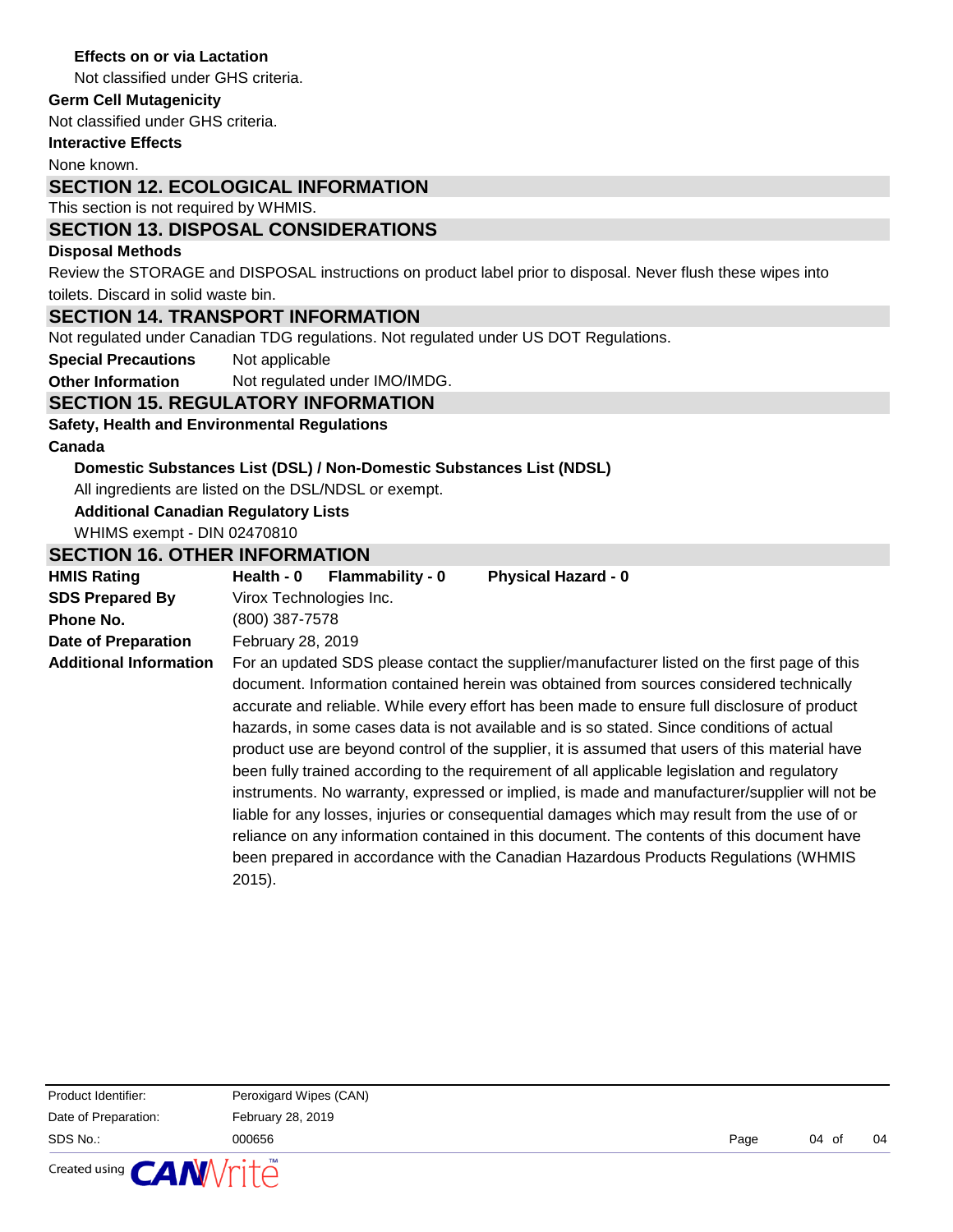**Effects on or via Lactation**

Not classified under GHS criteria.

**Germ Cell Mutagenicity**

Not classified under GHS criteria.

**Interactive Effects**

None known.

## SECTION 12. ECOLOGICAL INFORMATION

This section is not required by WHMIS.

## SECTION 13. DISPOSAL CONSIDERATIONS

**Disposal Methods**

Review the STORAGE and DISPOSAL instructions on product label prior to disposal. Never flush these wipes into toilets. Discard in solid waste bin.

## SECTION 14. TRANSPORT INFORMATION

Not regulated under Canadian TDG regulations. Not regulated under US DOT Regulations.

**Special Precautions** Not applicable

**Other Information** Not regulated under IMO/IMDG.

## SECTION 15. REGULATORY INFORMATION

**Safety, Health and Environmental Regulations**

**Canada**

**Domestic Substances List (DSL) / Non-Domestic Substances List (NDSL)**

All ingredients are listed on the DSL/NDSL or exempt.

**Additional Canadian Regulatory Lists**

WHIMS exempt - DIN 02470810

## SECTION 16. OTHER INFORMATION

**HMIS Rating** **Health - 0** **Flammability - 0** **Physical Hazard - 0**

**SDS Prepared By** Virox Technologies Inc.

**Phone No.** (800) 387-7578

**Date of Preparation** February 28, 2019

**Additional Information** For an updated SDS please contact the supplier/manufacturer listed on the first page of this document. Information contained herein was obtained from sources considered technically accurate and reliable. While every effort has been made to ensure full disclosure of product hazards, in some cases data is not available and is so stated. Since conditions of actual product use are beyond control of the supplier, it is assumed that users of this material have been fully trained according to the requirement of all applicable legislation and regulatory instruments. No warranty, expressed or implied, is made and manufacturer/supplier will not be liable for any losses, injuries or consequential damages which may result from the use of or reliance on any information contained in this document. The contents of this document have been prepared in accordance with the Canadian Hazardous Products Regulations (WHMIS 2015).